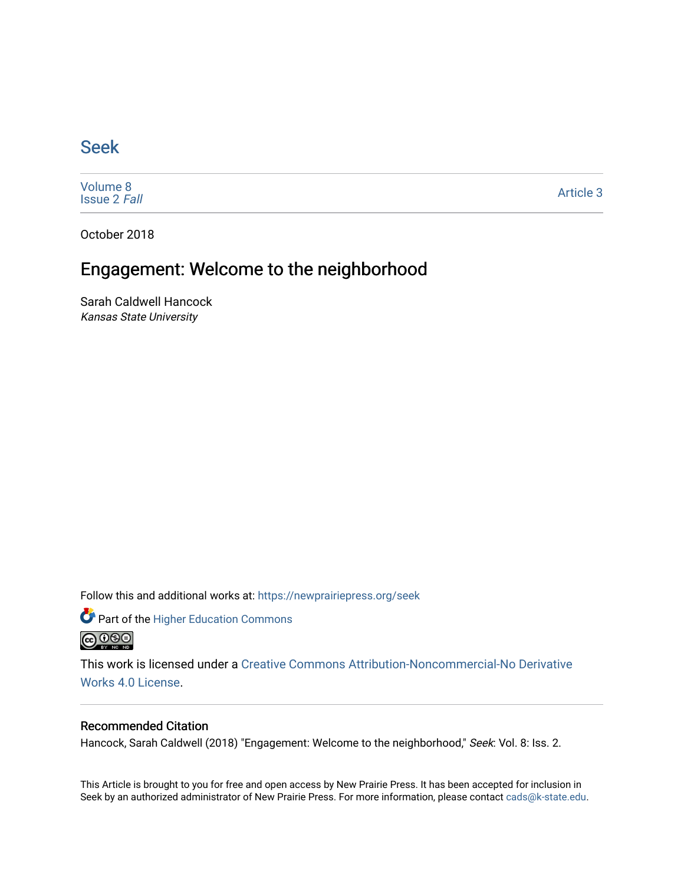# Seek

Volume 8
Issue 2 *Fall*

Article 3

October 2018

## Engagement: Welcome to the neighborhood

Sarah Caldwell Hancock
*Kansas State University*

Follow this and additional works at: https://newprairiepress.org/seek

Part of the Higher Education Commons

This work is licensed under a Creative Commons Attribution-Noncommercial-No Derivative Works 4.0 License.

### Recommended Citation

Hancock, Sarah Caldwell (2018) "Engagement: Welcome to the neighborhood," *Seek*: Vol. 8: Iss. 2.

This Article is brought to you for free and open access by New Prairie Press. It has been accepted for inclusion in Seek by an authorized administrator of New Prairie Press. For more information, please contact cads@k-state.edu.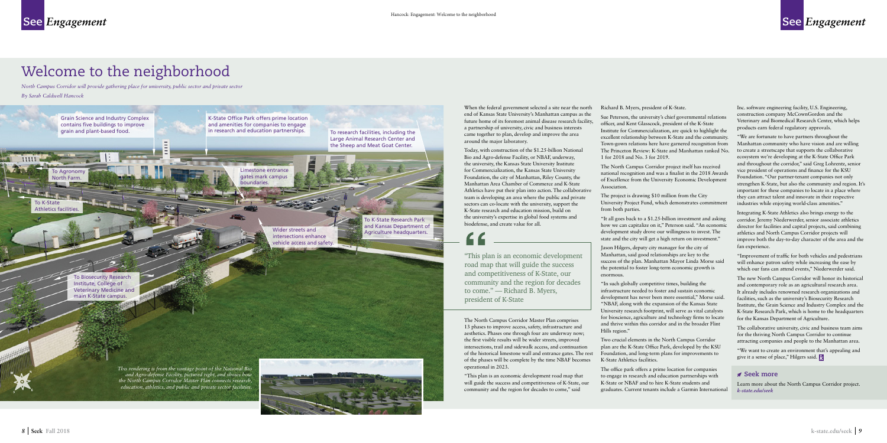# Welcome to the neighborhood

*North Campus Corridor will provide gathering place for university, public sector and private sector*

*By Sarah Caldwell Hancock*

Grain Science and Industry Complex contains five buildings to improve grain and plant-based food.

K-State Office Park offers prime location and amenities for companies to engage in research and education partnerships.

To research facilities, including the Large Animal Research Center and the Sheep and Meat Goat Center.

To Agronomy North Farm.

Limestone entrance gates mark campus boundaries.

To K-State Athletics facilities.

Wider streets and intersections enhance vehicle access and safety.

To K-State Research Park and Kansas Department of Agriculture headquarters.

To Biosecurity Research Institute, College of Veterinary Medicine and main K-State campus.

*This rendering is from the vantage point of the National Bio and Agro-defense Facility, pictured right, and shows how the North Campus Corridor Master Plan connects research, education, athletics, and public and private sector facilities.*

When the federal government selected a site near the north end of Kansas State University's Manhattan campus as the future home of its foremost animal disease research facility, a partnership of university, civic and business interests came together to plan, develop and improve the area around the major laboratory.

Today, with construction of the $1.25-billion National Bio and Agro-defense Facility, or NBAF, underway, the university, the Kansas State University Institute for Commercialization, the Kansas State University Foundation, the city of Manhattan, Riley County, the Manhattan Area Chamber of Commerce and K-State Athletics have put their plan into action. The collaborative team is developing an area where the public and private sectors can co-locate with the university, support the K-State research and education mission, build on the university's expertise in global food systems and biodefense, and create value for all.

> "This plan is an economic development road map that will guide the success and competitiveness of K-State, our community and the region for decades to come." — Richard B. Myers, president of K-State

The North Campus Corridor Master Plan comprises 13 phases to improve access, safety, infrastructure and aesthetics. Phases one through four are underway now; the first visible results will be wider streets, improved intersections, trail and sidewalk access, and continuation of the historical limestone wall and entrance gates. The rest of the phases will be complete by the time NBAF becomes operational in 2023.

"This plan is an economic development road map that will guide the success and competitiveness of K-State, our community and the region for decades to come," said Richard B. Myers, president of K-State.

Sue Peterson, the university's chief governmental relations officer, and Kent Glasscock, president of the K-State Institute for Commercialization, are quick to highlight the excellent relationship between K-State and the community. Town-gown relations here have garnered recognition from The Princeton Review: K-State and Manhattan ranked No. 1 for 2018 and No. 3 for 2019.

The North Campus Corridor project itself has received national recognition and was a finalist in the 2018 Awards of Excellence from the University Economic Development Association.

The project is drawing $10 million from the City University Project Fund, which demonstrates commitment from both parties.

"It all goes back to a $1.25-billion investment and asking how we can capitalize on it," Peterson said. "An economic development study drove our willingness to invest. The state and the city will get a high return on investment."

Jason Hilgers, deputy city manager for the city of Manhattan, said good relationships are key to the success of the plan. Manhattan Mayor Linda Morse said the potential to foster long-term economic growth is enormous.

"In such globally competitive times, building the infrastructure needed to foster and sustain economic development has never been more essential," Morse said. "NBAF, along with the expansion of the Kansas State University research footprint, will serve as vital catalysts for bioscience, agriculture and technology firms to locate and thrive within this corridor and in the broader Flint Hills region."

Two crucial elements in the North Campus Corridor plan are the K-State Office Park, developed by the KSU Foundation, and long-term plans for improvements to K-State Athletics facilities.

The office park offers a prime location for companies to engage in research and education partnerships with K-State or NBAF and to hire K-State students and graduates. Current tenants include a Garmin International Inc. software engineering facility, U.S. Engineering, construction company McCownGordon and the Veterinary and Biomedical Research Center, which helps products earn federal regulatory approvals.

"We are fortunate to have partners throughout the Manhattan community who have vision and are willing to create a streetscape that supports the collaborative ecosystem we're developing at the K-State Office Park and throughout the corridor," said Greg Lohrentz, senior vice president of operations and finance for the KSU Foundation. "Our partner-tenant companies not only strengthen K-State, but also the community and region. It's important for these companies to locate in a place where they can attract talent and innovate in their respective industries while enjoying world-class amenities."

Integrating K-State Athletics also brings energy to the corridor. Jeremy Niederwerder, senior associate athletics director for facilities and capital projects, said combining athletics and North Campus Corridor projects will improve both the day-to-day character of the area and the fan experience.

"Improvement of traffic for both vehicles and pedestrians will enhance patron safety while increasing the ease by which our fans can attend events," Niederwerder said.

The new North Campus Corridor will honor its historical and contemporary role as an agricultural research area. It already includes renowned research organizations and facilities, such as the university's Biosecurity Research Institute, the Grain Science and Industry Complex and the K-State Research Park, which is home to the headquarters for the Kansas Department of Agriculture.

The collaborative university, civic and business team aims for the thriving North Campus Corridor to continue attracting companies and people to the Manhattan area.

"We want to create an environment that's appealing and give it a sense of place," Hilgers said.

## Seek more

Learn more about the North Campus Corridor project. *k-state.edu/seek*